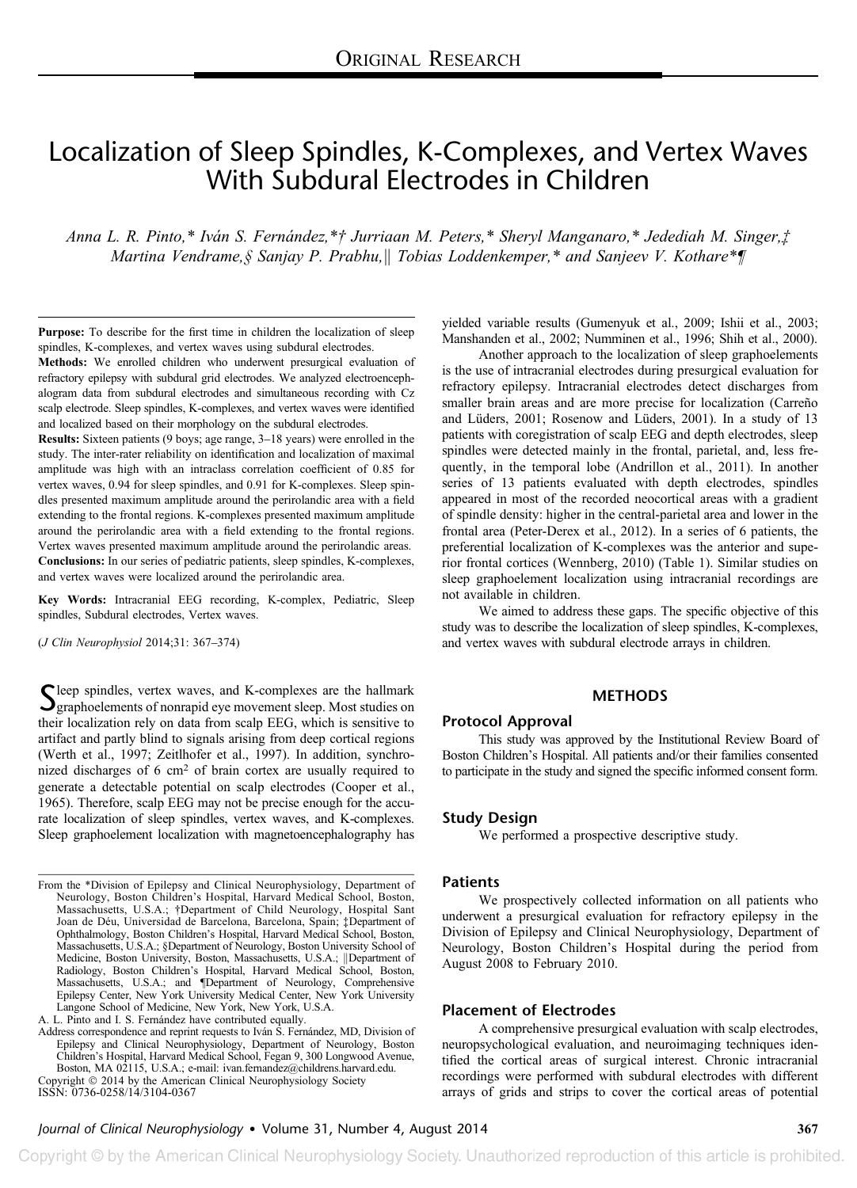ORIGINAL RESEARCH

# Localization of Sleep Spindles, K-Complexes, and Vertex Waves With Subdural Electrodes in Children

*Anna L. R. Pinto,\* Iván S. Fernández,\*† Jurriaan M. Peters,\* Sheryl Manganaro,\* Jedediah M. Singer,‡ Martina Vendrame,§ Sanjay P. Prabhu,‖ Tobias Loddenkemper,\* and Sanjeev V. Kothare\*¶*

**Purpose:** To describe for the first time in children the localization of sleep spindles, K-complexes, and vertex waves using subdural electrodes.

**Methods:** We enrolled children who underwent presurgical evaluation of refractory epilepsy with subdural grid electrodes. We analyzed electroencephalogram data from subdural electrodes and simultaneous recording with Cz scalp electrode. Sleep spindles, K-complexes, and vertex waves were identified and localized based on their morphology on the subdural electrodes.

**Results:** Sixteen patients (9 boys; age range, 3–18 years) were enrolled in the study. The inter-rater reliability on identification and localization of maximal amplitude was high with an intraclass correlation coefficient of 0.85 for vertex waves, 0.94 for sleep spindles, and 0.91 for K-complexes. Sleep spindles presented maximum amplitude around the perirolandic area with a field extending to the frontal regions. K-complexes presented maximum amplitude around the perirolandic area with a field extending to the frontal regions. Vertex waves presented maximum amplitude around the perirolandic areas.

**Conclusions:** In our series of pediatric patients, sleep spindles, K-complexes, and vertex waves were localized around the perirolandic area.

**Key Words:** Intracranial EEG recording, K-complex, Pediatric, Sleep spindles, Subdural electrodes, Vertex waves.

(*J Clin Neurophysiol* 2014;31: 367–374)

Sleep spindles, vertex waves, and K-complexes are the hallmark graphoelements of nonrapid eye movement sleep. Most studies on their localization rely on data from scalp EEG, which is sensitive to artifact and partly blind to signals arising from deep cortical regions (Werth et al., 1997; Zeitlhofer et al., 1997). In addition, synchronized discharges of 6 $cm^2$ of brain cortex are usually required to generate a detectable potential on scalp electrodes (Cooper et al., 1965). Therefore, scalp EEG may not be precise enough for the accurate localization of sleep spindles, vertex waves, and K-complexes. Sleep graphoelement localization with magnetoencephalography has yielded variable results (Gumenyuk et al., 2009; Ishii et al., 2003; Manshanden et al., 2002; Numminen et al., 1996; Shih et al., 2000).

Another approach to the localization of sleep graphoelements is the use of intracranial electrodes during presurgical evaluation for refractory epilepsy. Intracranial electrodes detect discharges from smaller brain areas and are more precise for localization (Carreño and Lüders, 2001; Rosenow and Lüders, 2001). In a study of 13 patients with coregistration of scalp EEG and depth electrodes, sleep spindles were detected mainly in the frontal, parietal, and, less frequently, in the temporal lobe (Andrillon et al., 2011). In another series of 13 patients evaluated with depth electrodes, spindles appeared in most of the recorded neocortical areas with a gradient of spindle density: higher in the central-parietal area and lower in the frontal area (Peter-Derex et al., 2012). In a series of 6 patients, the preferential localization of K-complexes was the anterior and superior frontal cortices (Wennberg, 2010) (Table 1). Similar studies on sleep graphoelement localization using intracranial recordings are not available in children.

We aimed to address these gaps. The specific objective of this study was to describe the localization of sleep spindles, K-complexes, and vertex waves with subdural electrode arrays in children.

## METHODS

### Protocol Approval

This study was approved by the Institutional Review Board of Boston Children's Hospital. All patients and/or their families consented to participate in the study and signed the specific informed consent form.

### Study Design

We performed a prospective descriptive study.

### Patients

We prospectively collected information on all patients who underwent a presurgical evaluation for refractory epilepsy in the Division of Epilepsy and Clinical Neurophysiology, Department of Neurology, Boston Children's Hospital during the period from August 2008 to February 2010.

### Placement of Electrodes

A comprehensive presurgical evaluation with scalp electrodes, neuropsychological evaluation, and neuroimaging techniques identified the cortical areas of surgical interest. Chronic intracranial recordings were performed with subdural electrodes with different arrays of grids and strips to cover the cortical areas of potential

---

From the \*Division of Epilepsy and Clinical Neurophysiology, Department of Neurology, Boston Children's Hospital, Harvard Medical School, Boston, Massachusetts, U.S.A.; †Department of Child Neurology, Hospital Sant Joan de Déu, Universidad de Barcelona, Barcelona, Spain; ‡Department of Ophthalmology, Boston Children's Hospital, Harvard Medical School, Boston, Massachusetts, U.S.A.; §Department of Neurology, Boston University School of Medicine, Boston University, Boston, Massachusetts, U.S.A.; ‖Department of Radiology, Boston Children's Hospital, Harvard Medical School, Boston, Massachusetts, U.S.A.; and ¶Department of Neurology, Comprehensive Epilepsy Center, New York University Medical Center, New York University Langone School of Medicine, New York, New York, U.S.A.

A. L. Pinto and I. S. Fernández have contributed equally.

Address correspondence and reprint requests to Iván S. Fernández, MD, Division of Epilepsy and Clinical Neurophysiology, Department of Neurology, Boston Children's Hospital, Harvard Medical School, Fegan 9, 300 Longwood Avenue, Boston, MA 02115, U.S.A.; e-mail: ivan.fernandez@childrens.harvard.edu.

Copyright © 2014 by the American Clinical Neurophysiology Society

ISSN: 0736-0258/14/3104-0367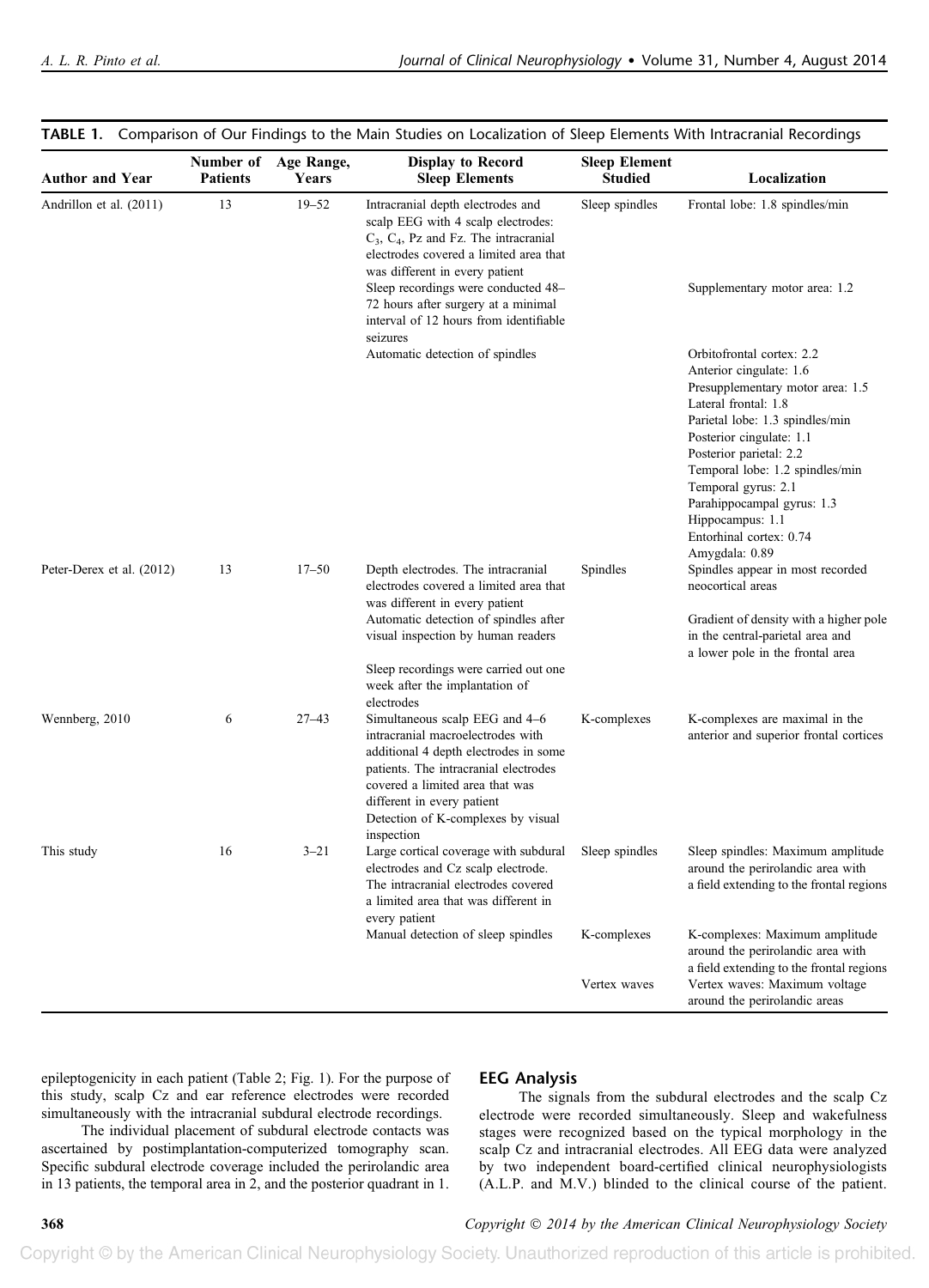**TABLE 1.** Comparison of Our Findings to the Main Studies on Localization of Sleep Elements With Intracranial Recordings

| Author and Year | Number of Patients | Age Range, Years | Display to Record Sleep Elements | Sleep Element Studied | Localization |
|---|---|---|---|---|---|
| Andrillon et al. (2011) | 13 | 19–52 | Intracranial depth electrodes and scalp EEG with 4 scalp electrodes: $C_3$, $C_4$, Pz and Fz. The intracranial electrodes covered a limited area that was different in every patient | Sleep spindles | Frontal lobe: 1.8 spindles/min |
| | | | Sleep recordings were conducted 48–72 hours after surgery at a minimal interval of 12 hours from identifiable seizures | | Supplementary motor area: 1.2 |
| | | | Automatic detection of spindles | | Orbitofrontal cortex: 2.2<br>Anterior cingulate: 1.6<br>Presupplementary motor area: 1.5<br>Lateral frontal: 1.8<br>Parietal lobe: 1.3 spindles/min<br>Posterior cingulate: 1.1<br>Posterior parietal: 2.2<br>Temporal lobe: 1.2 spindles/min<br>Temporal gyrus: 2.1<br>Parahippocampal gyrus: 1.3<br>Hippocampus: 1.1<br>Entorhinal cortex: 0.74<br>Amygdala: 0.89 |
| Peter-Derex et al. (2012) | 13 | 17–50 | Depth electrodes. The intracranial electrodes covered a limited area that was different in every patient | Spindles | Spindles appear in most recorded neocortical areas |
| | | | Automatic detection of spindles after visual inspection by human readers | | Gradient of density with a higher pole in the central-parietal area and a lower pole in the frontal area |
| | | | Sleep recordings were carried out one week after the implantation of electrodes | | |
| Wennberg, 2010 | 6 | 27–43 | Simultaneous scalp EEG and 4–6 intracranial macroelectrodes with additional 4 depth electrodes in some patients. The intracranial electrodes covered a limited area that was different in every patient<br>Detection of K-complexes by visual inspection | K-complexes | K-complexes are maximal in the anterior and superior frontal cortices |
| This study | 16 | 3–21 | Large cortical coverage with subdural electrodes and Cz scalp electrode. The intracranial electrodes covered a limited area that was different in every patient | Sleep spindles | Sleep spindles: Maximum amplitude around the perirolandic area with a field extending to the frontal regions |
| | | | Manual detection of sleep spindles | K-complexes | K-complexes: Maximum amplitude around the perirolandic area with a field extending to the frontal regions |
| | | | | Vertex waves | Vertex waves: Maximum voltage around the perirolandic areas |

epileptogenicity in each patient (Table 2; Fig. 1). For the purpose of this study, scalp Cz and ear reference electrodes were recorded simultaneously with the intracranial subdural electrode recordings.

The individual placement of subdural electrode contacts was ascertained by postimplantation-computerized tomography scan. Specific subdural electrode coverage included the perirolandic area in 13 patients, the temporal area in 2, and the posterior quadrant in 1.

## EEG Analysis

The signals from the subdural electrodes and the scalp Cz electrode were recorded simultaneously. Sleep and wakefulness stages were recognized based on the typical morphology in the scalp Cz and intracranial electrodes. All EEG data were analyzed by two independent board-certified clinical neurophysiologists (A.L.P. and M.V.) blinded to the clinical course of the patient.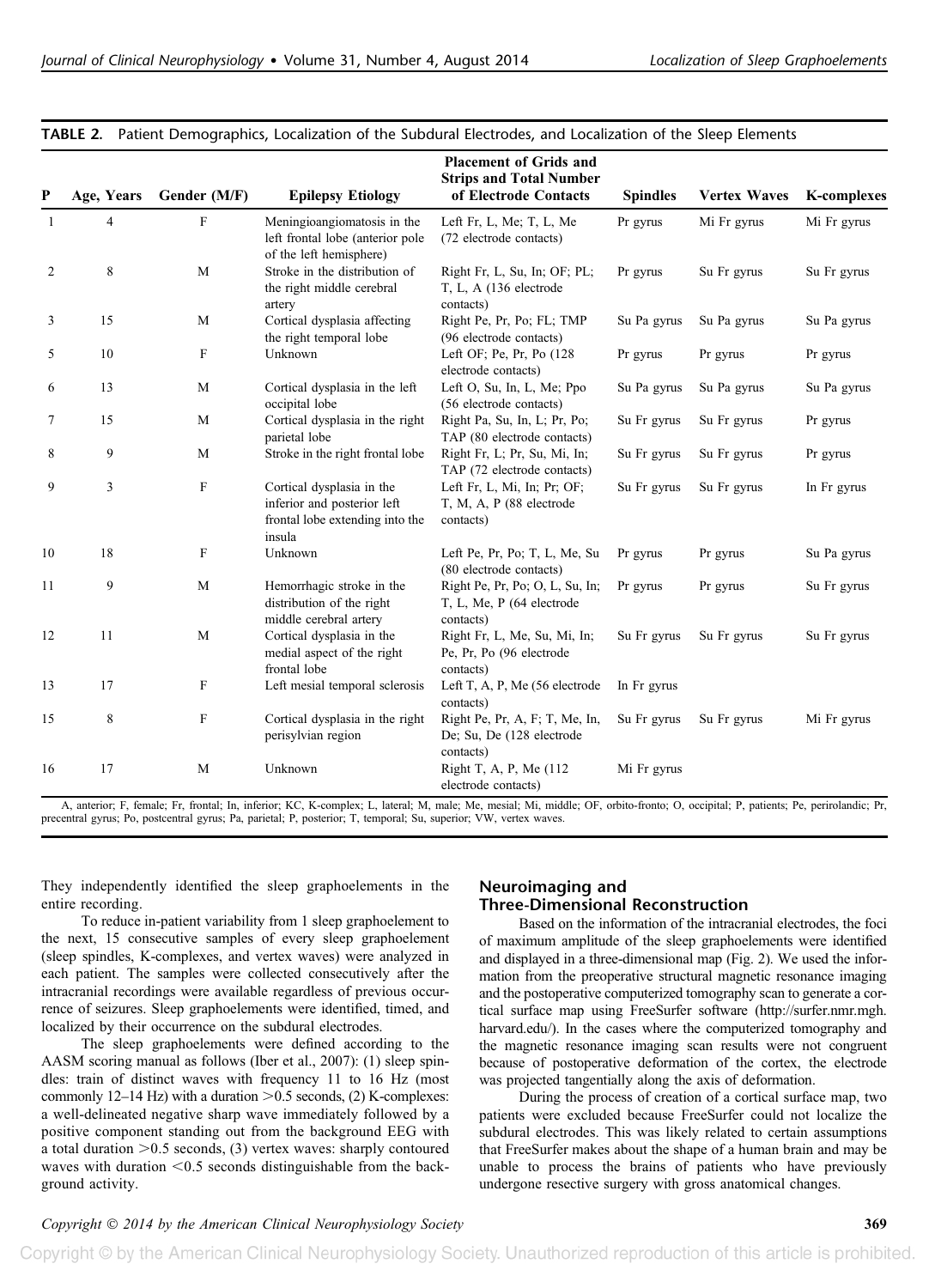**TABLE 2.** Patient Demographics, Localization of the Subdural Electrodes, and Localization of the Sleep Elements

| P | Age, Years | Gender (M/F) | Epilepsy Etiology | Placement of Grids and Strips and Total Number of Electrode Contacts | Spindles | Vertex Waves | K-complexes |
|---|---|---|---|---|---|---|---|
| 1 | 4 | F | Meningioangiomatosis in the left frontal lobe (anterior pole of the left hemisphere) | Left Fr, L, Me; T, L, Me (72 electrode contacts) | Pr gyrus | Mi Fr gyrus | Mi Fr gyrus |
| 2 | 8 | M | Stroke in the distribution of the right middle cerebral artery | Right Fr, L, Su, In; OF; PL; T, L, A (136 electrode contacts) | Pr gyrus | Su Fr gyrus | Su Fr gyrus |
| 3 | 15 | M | Cortical dysplasia affecting the right temporal lobe | Right Pe, Pr, Po; FL; TMP (96 electrode contacts) | Su Pa gyrus | Su Pa gyrus | Su Pa gyrus |
| 5 | 10 | F | Unknown | Left OF; Pe, Pr, Po (128 electrode contacts) | Pr gyrus | Pr gyrus | Pr gyrus |
| 6 | 13 | M | Cortical dysplasia in the left occipital lobe | Left O, Su, In, L, Me; Ppo (56 electrode contacts) | Su Pa gyrus | Su Pa gyrus | Su Pa gyrus |
| 7 | 15 | M | Cortical dysplasia in the right parietal lobe | Right Pa, Su, In, L; Pr, Po; TAP (80 electrode contacts) | Su Fr gyrus | Su Fr gyrus | Pr gyrus |
| 8 | 9 | M | Stroke in the right frontal lobe | Right Fr, L; Pr, Su, Mi, In; TAP (72 electrode contacts) | Su Fr gyrus | Su Fr gyrus | Pr gyrus |
| 9 | 3 | F | Cortical dysplasia in the inferior and posterior left frontal lobe extending into the insula | Left Fr, L, Mi, In; Pr; OF; T, M, A, P (88 electrode contacts) | Su Fr gyrus | Su Fr gyrus | In Fr gyrus |
| 10 | 18 | F | Unknown | Left Pe, Pr, Po; T, L, Me, Su (80 electrode contacts) | Pr gyrus | Pr gyrus | Su Pa gyrus |
| 11 | 9 | M | Hemorrhagic stroke in the distribution of the right middle cerebral artery | Right Pe, Pr, Po; O, L, Su, In; T, L, Me, P (64 electrode contacts) | Pr gyrus | Pr gyrus | Su Fr gyrus |
| 12 | 11 | M | Cortical dysplasia in the medial aspect of the right frontal lobe | Right Fr, L, Me, Su, Mi, In; Pe, Pr, Po (96 electrode contacts) | Su Fr gyrus | Su Fr gyrus | Su Fr gyrus |
| 13 | 17 | F | Left mesial temporal sclerosis | Left T, A, P, Me (56 electrode contacts) | In Fr gyrus | | |
| 15 | 8 | F | Cortical dysplasia in the right perisylvian region | Right Pe, Pr, A, F; T, Me, In, De; Su, De (128 electrode contacts) | Su Fr gyrus | Su Fr gyrus | Mi Fr gyrus |
| 16 | 17 | M | Unknown | Right T, A, P, Me (112 electrode contacts) | Mi Fr gyrus | | |

A, anterior; F, female; Fr, frontal; In, inferior; KC, K-complex; L, lateral; M, male; Me, mesial; Mi, middle; OF, orbito-fronto; O, occipital; P, patients; Pe, perirolandic; Pr, precentral gyrus; Po, postcentral gyrus; Pa, parietal; P, posterior; T, temporal; Su, superior; VW, vertex waves.

They independently identified the sleep graphoelements in the entire recording.

To reduce in-patient variability from 1 sleep graphoelement to the next, 15 consecutive samples of every sleep graphoelement (sleep spindles, K-complexes, and vertex waves) were analyzed in each patient. The samples were collected consecutively after the intracranial recordings were available regardless of previous occurrence of seizures. Sleep graphoelements were identified, timed, and localized by their occurrence on the subdural electrodes.

The sleep graphoelements were defined according to the AASM scoring manual as follows (Iber et al., 2007): (1) sleep spindles: train of distinct waves with frequency 11 to 16 Hz (most commonly 12–14 Hz) with a duration >0.5 seconds, (2) K-complexes: a well-delineated negative sharp wave immediately followed by a positive component standing out from the background EEG with a total duration >0.5 seconds, (3) vertex waves: sharply contoured waves with duration <0.5 seconds distinguishable from the background activity.

## Neuroimaging and Three-Dimensional Reconstruction

Based on the information of the intracranial electrodes, the foci of maximum amplitude of the sleep graphoelements were identified and displayed in a three-dimensional map (Fig. 2). We used the information from the preoperative structural magnetic resonance imaging and the postoperative computerized tomography scan to generate a cortical surface map using FreeSurfer software (http://surfer.nmr.mgh.harvard.edu/). In the cases where the computerized tomography and the magnetic resonance imaging scan results were not congruent because of postoperative deformation of the cortex, the electrode was projected tangentially along the axis of deformation.

During the process of creation of a cortical surface map, two patients were excluded because FreeSurfer could not localize the subdural electrodes. This was likely related to certain assumptions that FreeSurfer makes about the shape of a human brain and may be unable to process the brains of patients who have previously undergone resective surgery with gross anatomical changes.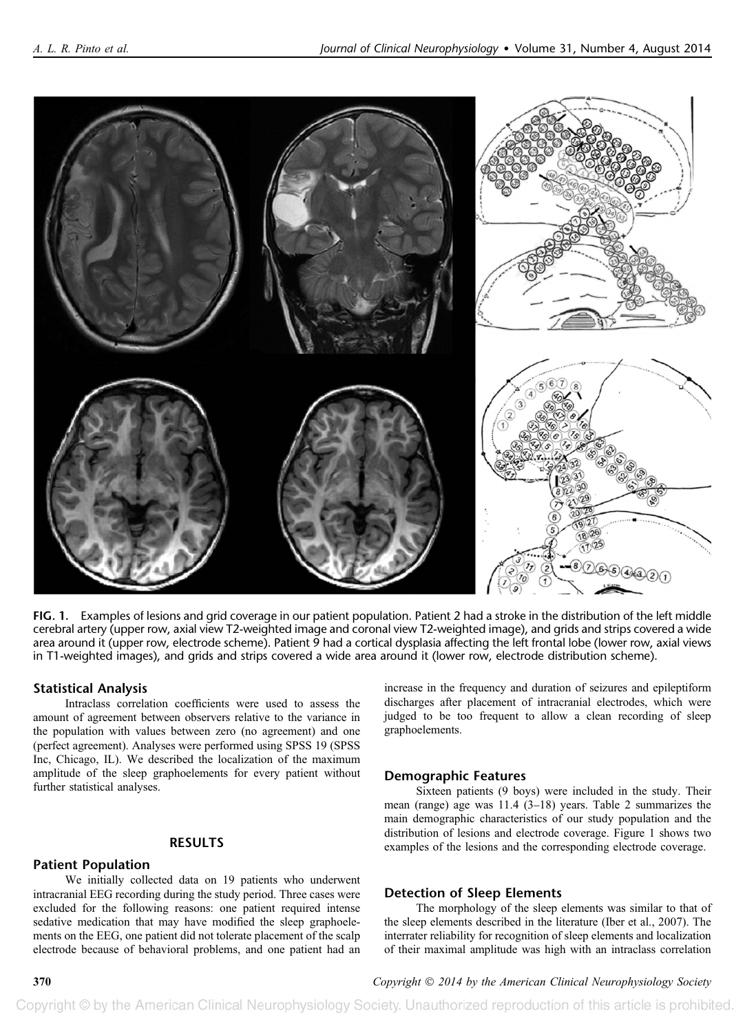**FIG. 1.** Examples of lesions and grid coverage in our patient population. Patient 2 had a stroke in the distribution of the left middle cerebral artery (upper row, axial view T2-weighted image and coronal view T2-weighted image), and grids and strips covered a wide area around it (upper row, electrode scheme). Patient 9 had a cortical dysplasia affecting the left frontal lobe (lower row, axial views in T1-weighted images), and grids and strips covered a wide area around it (lower row, electrode distribution scheme).

### Statistical Analysis

Intraclass correlation coefficients were used to assess the amount of agreement between observers relative to the variance in the population with values between zero (no agreement) and one (perfect agreement). Analyses were performed using SPSS 19 (SPSS Inc, Chicago, IL). We described the localization of the maximum amplitude of the sleep graphoelements for every patient without further statistical analyses.

## RESULTS

### Patient Population

We initially collected data on 19 patients who underwent intracranial EEG recording during the study period. Three cases were excluded for the following reasons: one patient required intense sedative medication that may have modified the sleep graphoelements on the EEG, one patient did not tolerate placement of the scalp electrode because of behavioral problems, and one patient had an increase in the frequency and duration of seizures and epileptiform discharges after placement of intracranial electrodes, which were judged to be too frequent to allow a clean recording of sleep graphoelements.

### Demographic Features

Sixteen patients (9 boys) were included in the study. Their mean (range) age was 11.4 (3–18) years. Table 2 summarizes the main demographic characteristics of our study population and the distribution of lesions and electrode coverage. Figure 1 shows two examples of the lesions and the corresponding electrode coverage.

### Detection of Sleep Elements

The morphology of the sleep elements was similar to that of the sleep elements described in the literature (Iber et al., 2007). The interrater reliability for recognition of sleep elements and localization of their maximal amplitude was high with an intraclass correlation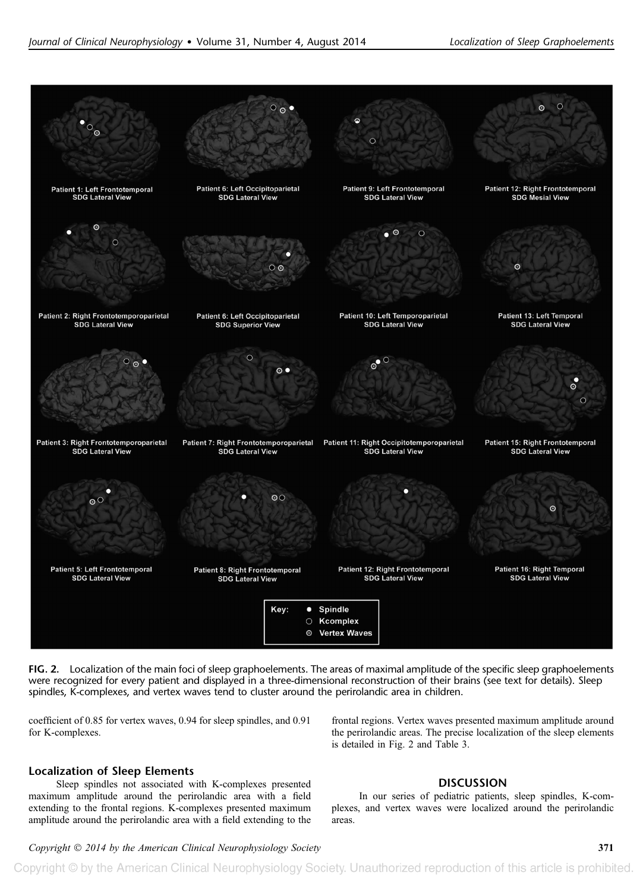Patient 1: Left Frontotemporal
SDG Lateral View

Patient 6: Left Occipitoparietal
SDG Lateral View

Patient 9: Left Frontotemporal
SDG Lateral View

Patient 12: Right Frontotemporal
SDG Mesial View

Patient 2: Right Frontotemporoparietal
SDG Lateral View

Patient 6: Left Occipitoparietal
SDG Superior View

Patient 10: Left Temporoparietal
SDG Lateral View

Patient 13: Left Temporal
SDG Lateral View

Patient 3: Right Frontotemporoparietal
SDG Lateral View

Patient 7: Right Frontotemporoparietal
SDG Lateral View

Patient 11: Right Occipitotemporoparietal
SDG Lateral View

Patient 15: Right Frontotemporal
SDG Lateral View

Patient 5: Left Frontotemporal
SDG Lateral View

Patient 8: Right Frontotemporal
SDG Lateral View

Patient 12: Right Frontotemporal
SDG Lateral View

Patient 16: Right Temporal
SDG Lateral View

Key: ● Spindle ○ Kcomplex ⊙ Vertex Waves

**FIG. 2.** Localization of the main foci of sleep graphoelements. The areas of maximal amplitude of the specific sleep graphoelements were recognized for every patient and displayed in a three-dimensional reconstruction of their brains (see text for details). Sleep spindles, K-complexes, and vertex waves tend to cluster around the perirolandic area in children.

coefficient of 0.85 for vertex waves, 0.94 for sleep spindles, and 0.91 for K-complexes.

### Localization of Sleep Elements

Sleep spindles not associated with K-complexes presented maximum amplitude around the perirolandic area with a field extending to the frontal regions. K-complexes presented maximum amplitude around the perirolandic area with a field extending to the frontal regions. Vertex waves presented maximum amplitude around the perirolandic areas. The precise localization of the sleep elements is detailed in Fig. 2 and Table 3.

## DISCUSSION

In our series of pediatric patients, sleep spindles, K-complexes, and vertex waves were localized around the perirolandic areas.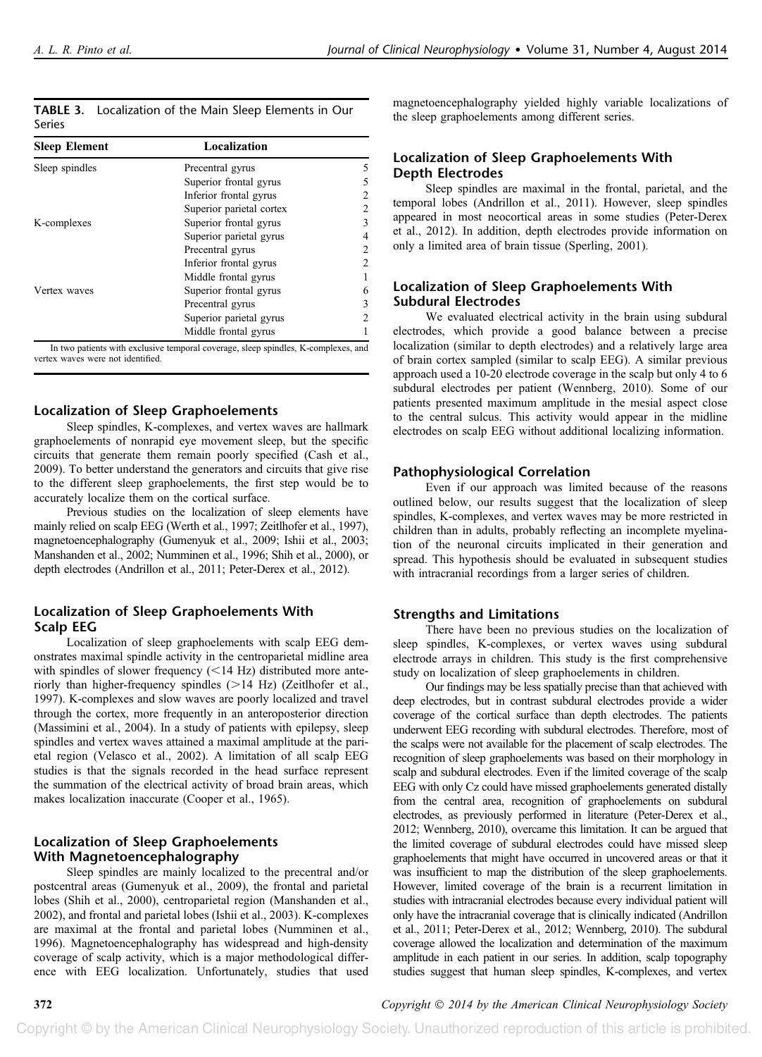**TABLE 3.** Localization of the Main Sleep Elements in Our Series

| Sleep Element | Localization | |
|---|---|---|
| Sleep spindles | Precentral gyrus | 5 |
| | Superior frontal gyrus | 5 |
| | Inferior frontal gyrus | 2 |
| | Superior parietal cortex | 2 |
| K-complexes | Superior frontal gyrus | 3 |
| | Superior parietal gyrus | 4 |
| | Precentral gyrus | 2 |
| | Inferior frontal gyrus | 2 |
| | Middle frontal gyrus | 1 |
| Vertex waves | Superior frontal gyrus | 6 |
| | Precentral gyrus | 3 |
| | Superior parietal gyrus | 2 |
| | Middle frontal gyrus | 1 |

In two patients with exclusive temporal coverage, sleep spindles, K-complexes, and vertex waves were not identified.

## Localization of Sleep Graphoelements

Sleep spindles, K-complexes, and vertex waves are hallmark graphoelements of nonrapid eye movement sleep, but the specific circuits that generate them remain poorly specified (Cash et al., 2009). To better understand the generators and circuits that give rise to the different sleep graphoelements, the first step would be to accurately localize them on the cortical surface.

Previous studies on the localization of sleep elements have mainly relied on scalp EEG (Werth et al., 1997; Zeitlhofer et al., 1997), magnetoencephalography (Gumenyuk et al., 2009; Ishii et al., 2003; Manshanden et al., 2002; Numminen et al., 1996; Shih et al., 2000), or depth electrodes (Andrillon et al., 2011; Peter-Derex et al., 2012).

## Localization of Sleep Graphoelements With Scalp EEG

Localization of sleep graphoelements with scalp EEG demonstrates maximal spindle activity in the centroparietal midline area with spindles of slower frequency (<14 Hz) distributed more anteriorly than higher-frequency spindles (>14 Hz) (Zeitlhofer et al., 1997). K-complexes and slow waves are poorly localized and travel through the cortex, more frequently in an anteroposterior direction (Massimini et al., 2004). In a study of patients with epilepsy, sleep spindles and vertex waves attained a maximal amplitude at the parietal region (Velasco et al., 2002). A limitation of all scalp EEG studies is that the signals recorded in the head surface represent the summation of the electrical activity of broad brain areas, which makes localization inaccurate (Cooper et al., 1965).

## Localization of Sleep Graphoelements With Magnetoencephalography

Sleep spindles are mainly localized to the precentral and/or postcentral areas (Gumenyuk et al., 2009), the frontal and parietal lobes (Shih et al., 2000), centroparietal region (Manshanden et al., 2002), and frontal and parietal lobes (Ishii et al., 2003). K-complexes are maximal at the frontal and parietal lobes (Numminen et al., 1996). Magnetoencephalography has widespread and high-density coverage of scalp activity, which is a major methodological difference with EEG localization. Unfortunately, studies that used magnetoencephalography yielded highly variable localizations of the sleep graphoelements among different series.

## Localization of Sleep Graphoelements With Depth Electrodes

Sleep spindles are maximal in the frontal, parietal, and the temporal lobes (Andrillon et al., 2011). However, sleep spindles appeared in most neocortical areas in some studies (Peter-Derex et al., 2012). In addition, depth electrodes provide information on only a limited area of brain tissue (Sperling, 2001).

## Localization of Sleep Graphoelements With Subdural Electrodes

We evaluated electrical activity in the brain using subdural electrodes, which provide a good balance between a precise localization (similar to depth electrodes) and a relatively large area of brain cortex sampled (similar to scalp EEG). A similar previous approach used a 10-20 electrode coverage in the scalp but only 4 to 6 subdural electrodes per patient (Wennberg, 2010). Some of our patients presented maximum amplitude in the mesial aspect close to the central sulcus. This activity would appear in the midline electrodes on scalp EEG without additional localizing information.

## Pathophysiological Correlation

Even if our approach was limited because of the reasons outlined below, our results suggest that the localization of sleep spindles, K-complexes, and vertex waves may be more restricted in children than in adults, probably reflecting an incomplete myelination of the neuronal circuits implicated in their generation and spread. This hypothesis should be evaluated in subsequent studies with intracranial recordings from a larger series of children.

## Strengths and Limitations

There have been no previous studies on the localization of sleep spindles, K-complexes, or vertex waves using subdural electrode arrays in children. This study is the first comprehensive study on localization of sleep graphoelements in children.

Our findings may be less spatially precise than that achieved with deep electrodes, but in contrast subdural electrodes provide a wider coverage of the cortical surface than depth electrodes. The patients underwent EEG recording with subdural electrodes. Therefore, most of the scalps were not available for the placement of scalp electrodes. The recognition of sleep graphoelements was based on their morphology in scalp and subdural electrodes. Even if the limited coverage of the scalp EEG with only Cz could have missed graphoelements generated distally from the central area, recognition of graphoelements on subdural electrodes, as previously performed in literature (Peter-Derex et al., 2012; Wennberg, 2010), overcame this limitation. It can be argued that the limited coverage of subdural electrodes could have missed sleep graphoelements that might have occurred in uncovered areas or that it was insufficient to map the distribution of the sleep graphoelements. However, limited coverage of the brain is a recurrent limitation in studies with intracranial electrodes because every individual patient will only have the intracranial coverage that is clinically indicated (Andrillon et al., 2011; Peter-Derex et al., 2012; Wennberg, 2010). The subdural coverage allowed the localization and determination of the maximum amplitude in each patient in our series. In addition, scalp topography studies suggest that human sleep spindles, K-complexes, and vertex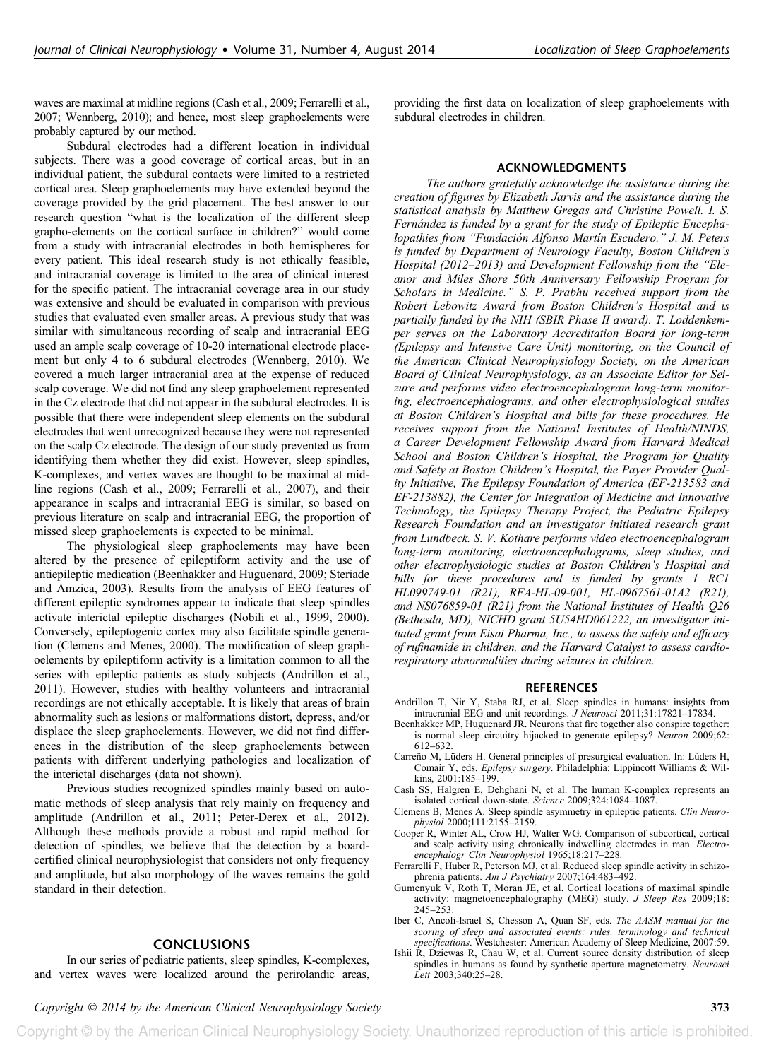waves are maximal at midline regions (Cash et al., 2009; Ferrarelli et al., 2007; Wennberg, 2010); and hence, most sleep graphoelements were probably captured by our method.

Subdural electrodes had a different location in individual subjects. There was a good coverage of cortical areas, but in an individual patient, the subdural contacts were limited to a restricted cortical area. Sleep graphoelements may have extended beyond the coverage provided by the grid placement. The best answer to our research question "what is the localization of the different sleep grapho-elements on the cortical surface in children?" would come from a study with intracranial electrodes in both hemispheres for every patient. This ideal research study is not ethically feasible, and intracranial coverage is limited to the area of clinical interest for the specific patient. The intracranial coverage area in our study was extensive and should be evaluated in comparison with previous studies that evaluated even smaller areas. A previous study that was similar with simultaneous recording of scalp and intracranial EEG used an ample scalp coverage of 10-20 international electrode placement but only 4 to 6 subdural electrodes (Wennberg, 2010). We covered a much larger intracranial area at the expense of reduced scalp coverage. We did not find any sleep graphoelement represented in the Cz electrode that did not appear in the subdural electrodes. It is possible that there were independent sleep elements on the subdural electrodes that went unrecognized because they were not represented on the scalp Cz electrode. The design of our study prevented us from identifying them whether they did exist. However, sleep spindles, K-complexes, and vertex waves are thought to be maximal at midline regions (Cash et al., 2009; Ferrarelli et al., 2007), and their appearance in scalps and intracranial EEG is similar, so based on previous literature on scalp and intracranial EEG, the proportion of missed sleep graphoelements is expected to be minimal.

The physiological sleep graphoelements may have been altered by the presence of epileptiform activity and the use of antiepileptic medication (Beenhakker and Huguenard, 2009; Steriade and Amzica, 2003). Results from the analysis of EEG features of different epileptic syndromes appear to indicate that sleep spindles activate interictal epileptic discharges (Nobili et al., 1999, 2000). Conversely, epileptogenic cortex may also facilitate spindle generation (Clemens and Menes, 2000). The modification of sleep graphoelements by epileptiform activity is a limitation common to all the series with epileptic patients as study subjects (Andrillon et al., 2011). However, studies with healthy volunteers and intracranial recordings are not ethically acceptable. It is likely that areas of brain abnormality such as lesions or malformations distort, depress, and/or displace the sleep graphoelements. However, we did not find differences in the distribution of the sleep graphoelements between patients with different underlying pathologies and localization of the interictal discharges (data not shown).

Previous studies recognized spindles mainly based on automatic methods of sleep analysis that rely mainly on frequency and amplitude (Andrillon et al., 2011; Peter-Derex et al., 2012). Although these methods provide a robust and rapid method for detection of spindles, we believe that the detection by a board-certified clinical neurophysiologist that considers not only frequency and amplitude, but also morphology of the waves remains the gold standard in their detection.

## CONCLUSIONS

In our series of pediatric patients, sleep spindles, K-complexes, and vertex waves were localized around the perirolandic areas, providing the first data on localization of sleep graphoelements with subdural electrodes in children.

## ACKNOWLEDGMENTS

*The authors gratefully acknowledge the assistance during the creation of figures by Elizabeth Jarvis and the assistance during the statistical analysis by Matthew Gregas and Christine Powell. I. S. Fernández is funded by a grant for the study of Epileptic Encephalopathies from "Fundación Alfonso Martín Escudero." J. M. Peters is funded by Department of Neurology Faculty, Boston Children's Hospital (2012–2013) and Development Fellowship from the "Eleanor and Miles Shore 50th Anniversary Fellowship Program for Scholars in Medicine." S. P. Prabhu received support from the Robert Lebowitz Award from Boston Children's Hospital and is partially funded by the NIH (SBIR Phase II award). T. Loddenkemper serves on the Laboratory Accreditation Board for long-term (Epilepsy and Intensive Care Unit) monitoring, on the Council of the American Clinical Neurophysiology Society, on the American Board of Clinical Neurophysiology, as an Associate Editor for Seizure and performs video electroencephalogram long-term monitoring, electroencephalograms, and other electrophysiological studies at Boston Children's Hospital and bills for these procedures. He receives support from the National Institutes of Health/NINDS, a Career Development Fellowship Award from Harvard Medical School and Boston Children's Hospital, the Program for Quality and Safety at Boston Children's Hospital, the Payer Provider Quality Initiative, The Epilepsy Foundation of America (EF-213583 and EF-213882), the Center for Integration of Medicine and Innovative Technology, the Epilepsy Therapy Project, the Pediatric Epilepsy Research Foundation and an investigator initiated research grant from Lundbeck. S. V. Kothare performs video electroencephalogram long-term monitoring, electroencephalograms, sleep studies, and other electrophysiologic studies at Boston Children's Hospital and bills for these procedures and is funded by grants 1 RC1 HL099749-01 (R21), RFA-HL-09-001, HL-0967561-01A2 (R21), and NS076859-01 (R21) from the National Institutes of Health Q26 (Bethesda, MD), NICHD grant 5U54HD061222, an investigator initiated grant from Eisai Pharma, Inc., to assess the safety and efficacy of rufinamide in children, and the Harvard Catalyst to assess cardiorespiratory abnormalities during seizures in children.*

## REFERENCES

Andrillon T, Nir Y, Staba RJ, et al. Sleep spindles in humans: insights from intracranial EEG and unit recordings. *J Neurosci* 2011;31:17821–17834.

Beenhakker MP, Huguenard JR. Neurons that fire together also conspire together: is normal sleep circuitry hijacked to generate epilepsy? *Neuron* 2009;62: 612–632.

Carreño M, Lüders H. General principles of presurgical evaluation. In: Lüders H, Comair Y, eds. *Epilepsy surgery*. Philadelphia: Lippincott Williams & Wilkins, 2001:185–199.

Cash SS, Halgren E, Dehghani N, et al. The human K-complex represents an isolated cortical down-state. *Science* 2009;324:1084–1087.

Clemens B, Menes A. Sleep spindle asymmetry in epileptic patients. *Clin Neurophysiol* 2000;111:2155–2159.

Cooper R, Winter AL, Crow HJ, Walter WG. Comparison of subcortical, cortical and scalp activity using chronically indwelling electrodes in man. *Electroencephalogr Clin Neurophysiol* 1965;18:217–228.

Ferrarelli F, Huber R, Peterson MJ, et al. Reduced sleep spindle activity in schizophrenia patients. *Am J Psychiatry* 2007;164:483–492.

Gumenyuk V, Roth T, Moran JE, et al. Cortical locations of maximal spindle activity: magnetoencephalography (MEG) study. *J Sleep Res* 2009;18: 245–253.

Iber C, Ancoli-Israel S, Chesson A, Quan SF, eds. *The AASM manual for the scoring of sleep and associated events: rules, terminology and technical specifications*. Westchester: American Academy of Sleep Medicine, 2007:59.

Ishii R, Dziewas R, Chau W, et al. Current source density distribution of sleep spindles in humans as found by synthetic aperture magnetometry. *Neurosci Lett* 2003;340:25–28.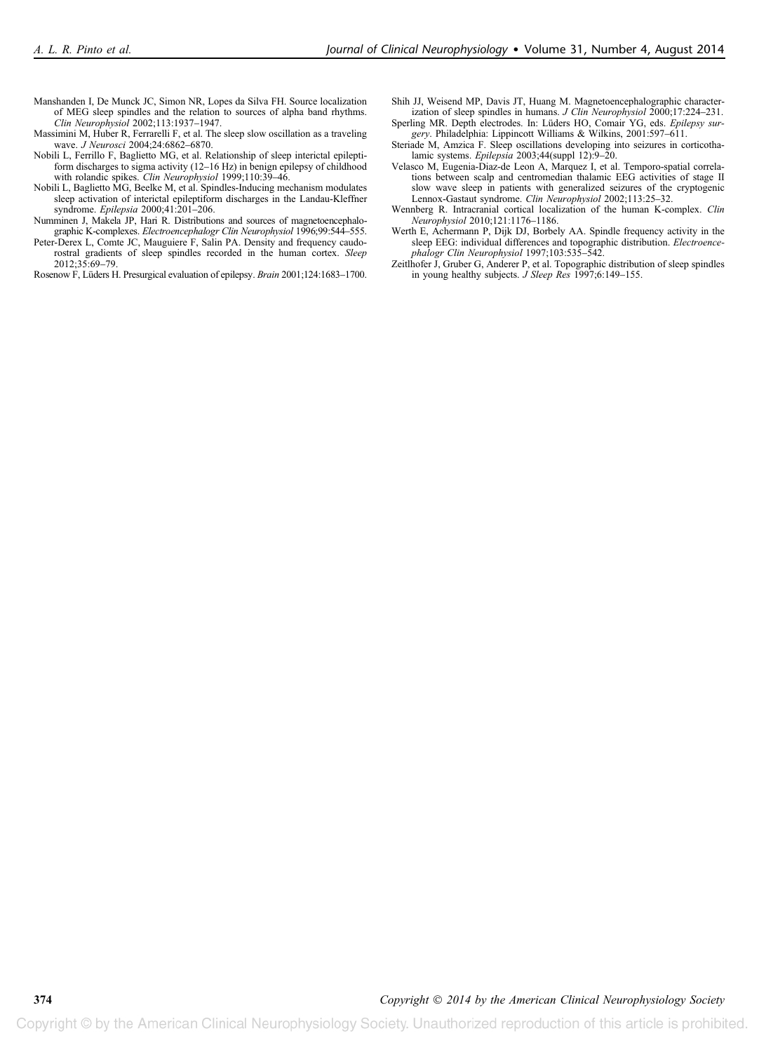Manshanden I, De Munck JC, Simon NR, Lopes da Silva FH. Source localization of MEG sleep spindles and the relation to sources of alpha band rhythms. *Clin Neurophysiol* 2002;113:1937–1947.

Massimini M, Huber R, Ferrarelli F, et al. The sleep slow oscillation as a traveling wave. *J Neurosci* 2004;24:6862–6870.

Nobili L, Ferrillo F, Baglietto MG, et al. Relationship of sleep interictal epileptiform discharges to sigma activity (12–16 Hz) in benign epilepsy of childhood with rolandic spikes. *Clin Neurophysiol* 1999;110:39–46.

Nobili L, Baglietto MG, Beelke M, et al. Spindles-Inducing mechanism modulates sleep activation of interictal epileptiform discharges in the Landau-Kleffner syndrome. *Epilepsia* 2000;41:201–206.

Numminen J, Makela JP, Hari R. Distributions and sources of magnetoencephalographic K-complexes. *Electroencephalogr Clin Neurophysiol* 1996;99:544–555.

Peter-Derex L, Comte JC, Mauguiere F, Salin PA. Density and frequency caudo-rostral gradients of sleep spindles recorded in the human cortex. *Sleep* 2012;35:69–79.

Rosenow F, Lüders H. Presurgical evaluation of epilepsy. *Brain* 2001;124:1683–1700.

Shih JJ, Weisend MP, Davis JT, Huang M. Magnetoencephalographic characterization of sleep spindles in humans. *J Clin Neurophysiol* 2000;17:224–231.

Sperling MR. Depth electrodes. In: Lüders HO, Comair YG, eds. *Epilepsy surgery*. Philadelphia: Lippincott Williams & Wilkins, 2001:597–611.

Steriade M, Amzica F. Sleep oscillations developing into seizures in corticothalamic systems. *Epilepsia* 2003;44(suppl 12):9–20.

Velasco M, Eugenia-Diaz-de Leon A, Marquez I, et al. Temporo-spatial correlations between scalp and centromedian thalamic EEG activities of stage II slow wave sleep in patients with generalized seizures of the cryptogenic Lennox-Gastaut syndrome. *Clin Neurophysiol* 2002;113:25–32.

Wennberg R. Intracranial cortical localization of the human K-complex. *Clin Neurophysiol* 2010;121:1176–1186.

Werth E, Achermann P, Dijk DJ, Borbely AA. Spindle frequency activity in the sleep EEG: individual differences and topographic distribution. *Electroencephalogr Clin Neurophysiol* 1997;103:535–542.

Zeitlhofer J, Gruber G, Anderer P, et al. Topographic distribution of sleep spindles in young healthy subjects. *J Sleep Res* 1997;6:149–155.